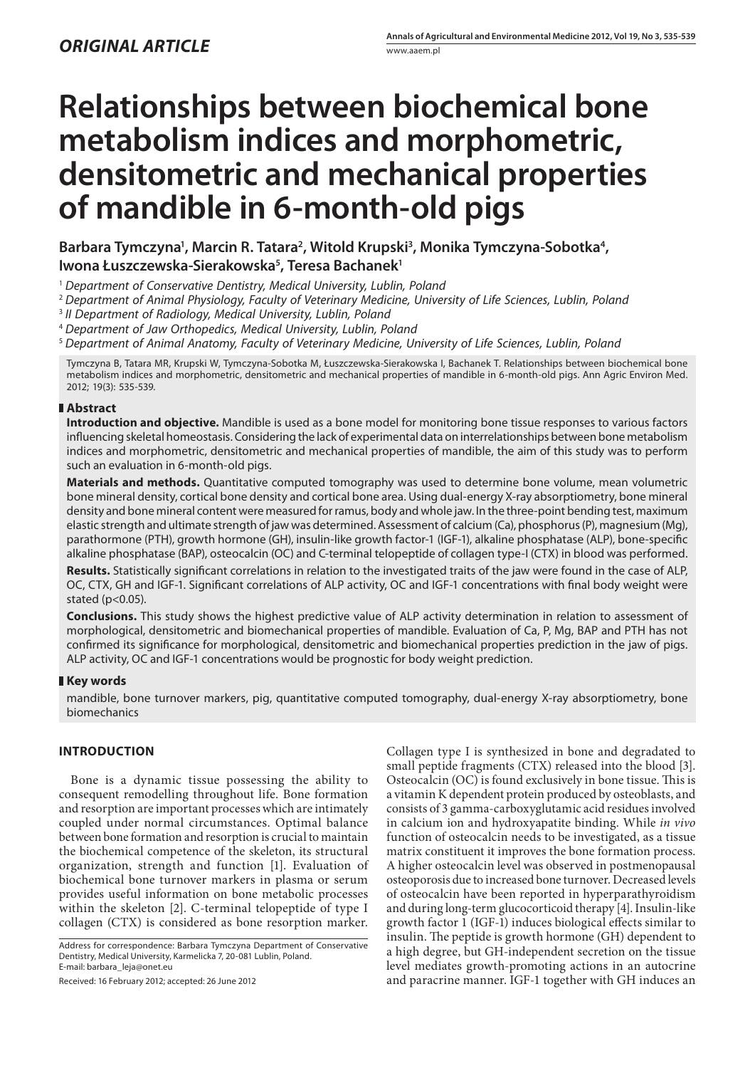*ORIGINAL ARTICLE*

# Relationships between biochemical bone metabolism indices and morphometric, densitometric and mechanical properties of mandible in 6-month-old pigs

**Barbara Tymczyna[1], Marcin R. Tatara[2], Witold Krupski[3], Monika Tymczyna-Sobotka[4], Iwona Łuszczewska-Sierakowska[5], Teresa Bachanek[1]**

[1] *Department of Conservative Dentistry, Medical University, Lublin, Poland*
[2] *Department of Animal Physiology, Faculty of Veterinary Medicine, University of Life Sciences, Lublin, Poland*
[3] *II Department of Radiology, Medical University, Lublin, Poland*
[4] *Department of Jaw Orthopedics, Medical University, Lublin, Poland*
[5] *Department of Animal Anatomy, Faculty of Veterinary Medicine, University of Life Sciences, Lublin, Poland*

Tymczyna B, Tatara MR, Krupski W, Tymczyna-Sobotka M, Łuszczewska-Sierakowska I, Bachanek T. Relationships between biochemical bone metabolism indices and morphometric, densitometric and mechanical properties of mandible in 6-month-old pigs. Ann Agric Environ Med. 2012; 19(3): 535-539.

## Abstract

**Introduction and objective.** Mandible is used as a bone model for monitoring bone tissue responses to various factors influencing skeletal homeostasis. Considering the lack of experimental data on interrelationships between bone metabolism indices and morphometric, densitometric and mechanical properties of mandible, the aim of this study was to perform such an evaluation in 6-month-old pigs.

**Materials and methods.** Quantitative computed tomography was used to determine bone volume, mean volumetric bone mineral density, cortical bone density and cortical bone area. Using dual-energy X-ray absorptiometry, bone mineral density and bone mineral content were measured for ramus, body and whole jaw. In the three-point bending test, maximum elastic strength and ultimate strength of jaw was determined. Assessment of calcium (Ca), phosphorus (P), magnesium (Mg), parathormone (PTH), growth hormone (GH), insulin-like growth factor-1 (IGF-1), alkaline phosphatase (ALP), bone-specific alkaline phosphatase (BAP), osteocalcin (OC) and C-terminal telopeptide of collagen type-I (CTX) in blood was performed.

**Results.** Statistically significant correlations in relation to the investigated traits of the jaw were found in the case of ALP, OC, CTX, GH and IGF-1. Significant correlations of ALP activity, OC and IGF-1 concentrations with final body weight were stated ($p<0.05$).

**Conclusions.** This study shows the highest predictive value of ALP activity determination in relation to assessment of morphological, densitometric and biomechanical properties of mandible. Evaluation of Ca, P, Mg, BAP and PTH has not confirmed its significance for morphological, densitometric and biomechanical properties prediction in the jaw of pigs. ALP activity, OC and IGF-1 concentrations would be prognostic for body weight prediction.

## Key words

mandible, bone turnover markers, pig, quantitative computed tomography, dual-energy X-ray absorptiometry, bone biomechanics

## INTRODUCTION

Bone is a dynamic tissue possessing the ability to consequent remodelling throughout life. Bone formation and resorption are important processes which are intimately coupled under normal circumstances. Optimal balance between bone formation and resorption is crucial to maintain the biochemical competence of the skeleton, its structural organization, strength and function [1]. Evaluation of biochemical bone turnover markers in plasma or serum provides useful information on bone metabolic processes within the skeleton [2]. C-terminal telopeptide of type I collagen (CTX) is considered as bone resorption marker. Collagen type I is synthesized in bone and degradated to small peptide fragments (CTX) released into the blood [3]. Osteocalcin (OC) is found exclusively in bone tissue. This is a vitamin K dependent protein produced by osteoblasts, and consists of 3 gamma-carboxyglutamic acid residues involved in calcium ion and hydroxyapatite binding. While *in vivo* function of osteocalcin needs to be investigated, as a tissue matrix constituent it improves the bone formation process. A higher osteocalcin level was observed in postmenopausal osteoporosis due to increased bone turnover. Decreased levels of osteocalcin have been reported in hyperparathyroidism and during long-term glucocorticoid therapy [4]. Insulin-like growth factor 1 (IGF-1) induces biological effects similar to insulin. The peptide is growth hormone (GH) dependent to a high degree, but GH-independent secretion on the tissue level mediates growth-promoting actions in an autocrine and paracrine manner. IGF-1 together with GH induces an

Address for correspondence: Barbara Tymczyna Department of Conservative Dentistry, Medical University, Karmelicka 7, 20-081 Lublin, Poland.
E-mail: barbara_leja@onet.eu

Received: 16 February 2012; accepted: 26 June 2012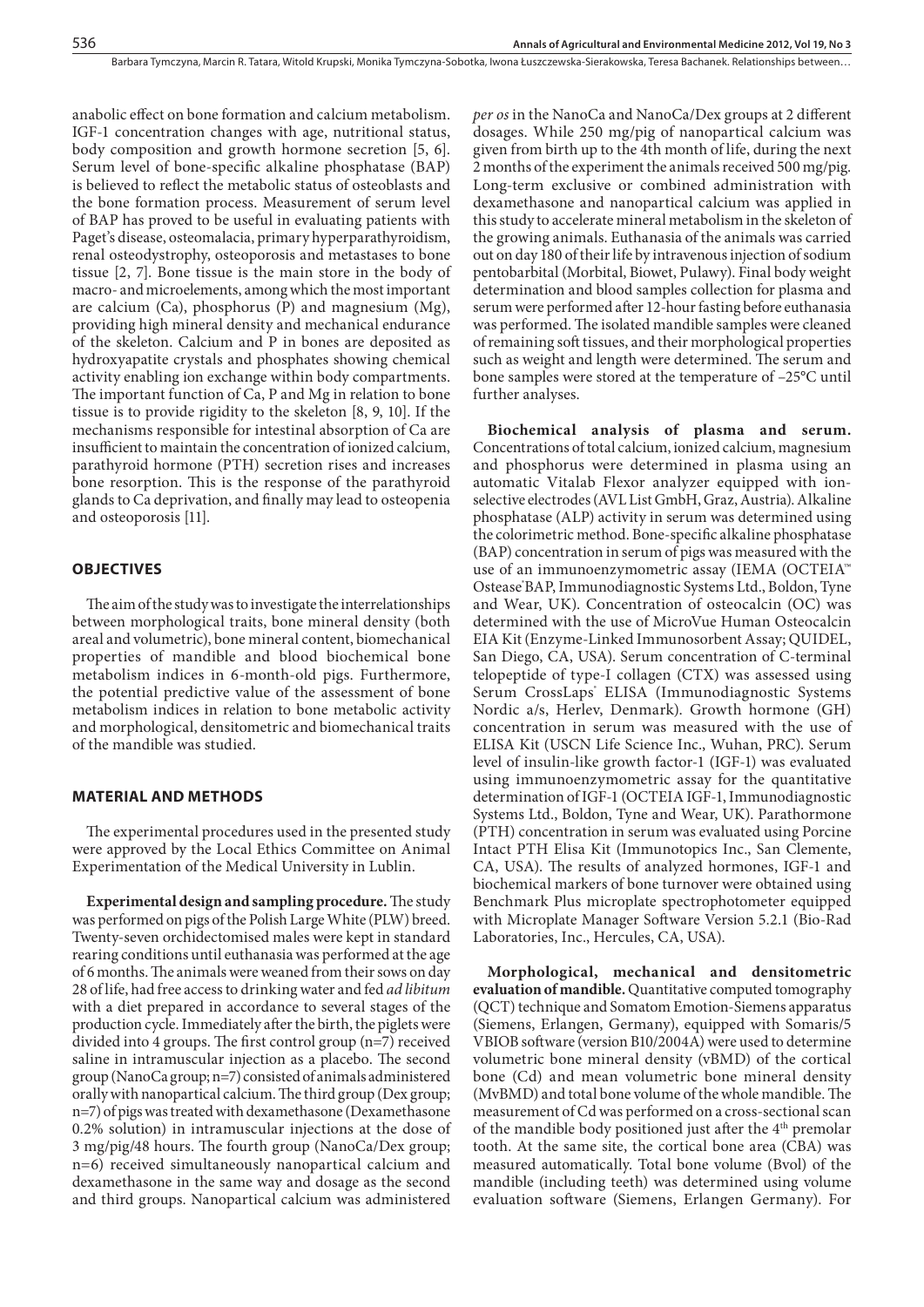anabolic effect on bone formation and calcium metabolism. IGF-1 concentration changes with age, nutritional status, body composition and growth hormone secretion [5, 6]. Serum level of bone-specific alkaline phosphatase (BAP) is believed to reflect the metabolic status of osteoblasts and the bone formation process. Measurement of serum level of BAP has proved to be useful in evaluating patients with Paget's disease, osteomalacia, primary hyperparathyroidism, renal osteodystrophy, osteoporosis and metastases to bone tissue [2, 7]. Bone tissue is the main store in the body of macro- and microelements, among which the most important are calcium (Ca), phosphorus (P) and magnesium (Mg), providing high mineral density and mechanical endurance of the skeleton. Calcium and P in bones are deposited as hydroxyapatite crystals and phosphates showing chemical activity enabling ion exchange within body compartments. The important function of Ca, P and Mg in relation to bone tissue is to provide rigidity to the skeleton [8, 9, 10]. If the mechanisms responsible for intestinal absorption of Ca are insufficient to maintain the concentration of ionized calcium, parathyroid hormone (PTH) secretion rises and increases bone resorption. This is the response of the parathyroid glands to Ca deprivation, and finally may lead to osteopenia and osteoporosis [11].

## OBJECTIVES

The aim of the study was to investigate the interrelationships between morphological traits, bone mineral density (both areal and volumetric), bone mineral content, biomechanical properties of mandible and blood biochemical bone metabolism indices in 6-month-old pigs. Furthermore, the potential predictive value of the assessment of bone metabolism indices in relation to bone metabolic activity and morphological, densitometric and biomechanical traits of the mandible was studied.

## MATERIAL AND METHODS

The experimental procedures used in the presented study were approved by the Local Ethics Committee on Animal Experimentation of the Medical University in Lublin.

**Experimental design and sampling procedure.** The study was performed on pigs of the Polish Large White (PLW) breed. Twenty-seven orchidectomised males were kept in standard rearing conditions until euthanasia was performed at the age of 6 months. The animals were weaned from their sows on day 28 of life, had free access to drinking water and fed *ad libitum* with a diet prepared in accordance to several stages of the production cycle. Immediately after the birth, the piglets were divided into 4 groups. The first control group (n=7) received saline in intramuscular injection as a placebo. The second group (NanoCa group; n=7) consisted of animals administered orally with nanopartical calcium. The third group (Dex group; n=7) of pigs was treated with dexamethasone (Dexamethasone 0.2% solution) in intramuscular injections at the dose of 3 mg/pig/48 hours. The fourth group (NanoCa/Dex group; n=6) received simultaneously nanopartical calcium and dexamethasone in the same way and dosage as the second and third groups. Nanopartical calcium was administered *per os* in the NanoCa and NanoCa/Dex groups at 2 different dosages. While 250 mg/pig of nanopartical calcium was given from birth up to the 4th month of life, during the next 2 months of the experiment the animals received 500 mg/pig. Long-term exclusive or combined administration with dexamethasone and nanopartical calcium was applied in this study to accelerate mineral metabolism in the skeleton of the growing animals. Euthanasia of the animals was carried out on day 180 of their life by intravenous injection of sodium pentobarbital (Morbital, Biowet, Pulawy). Final body weight determination and blood samples collection for plasma and serum were performed after 12-hour fasting before euthanasia was performed. The isolated mandible samples were cleaned of remaining soft tissues, and their morphological properties such as weight and length were determined. The serum and bone samples were stored at the temperature of –25°C until further analyses.

**Biochemical analysis of plasma and serum.** Concentrations of total calcium, ionized calcium, magnesium and phosphorus were determined in plasma using an automatic Vitalab Flexor analyzer equipped with ion-selective electrodes (AVL List GmbH, Graz, Austria). Alkaline phosphatase (ALP) activity in serum was determined using the colorimetric method. Bone-specific alkaline phosphatase (BAP) concentration in serum of pigs was measured with the use of an immunoenzymometric assay (IEMA (OCTEIA™ Ostease® BAP, Immunodiagnostic Systems Ltd., Boldon, Tyne and Wear, UK). Concentration of osteocalcin (OC) was determined with the use of MicroVue Human Osteocalcin EIA Kit (Enzyme-Linked Immunosorbent Assay; QUIDEL, San Diego, CA, USA). Serum concentration of C-terminal telopeptide of type-I collagen (CTX) was assessed using Serum CrossLaps® ELISA (Immunodiagnostic Systems Nordic a/s, Herlev, Denmark). Growth hormone (GH) concentration in serum was measured with the use of ELISA Kit (USCN Life Science Inc., Wuhan, PRC). Serum level of insulin-like growth factor-1 (IGF-1) was evaluated using immunoenzymometric assay for the quantitative determination of IGF-1 (OCTEIA IGF-1, Immunodiagnostic Systems Ltd., Boldon, Tyne and Wear, UK). Parathormone (PTH) concentration in serum was evaluated using Porcine Intact PTH Elisa Kit (Immunotopics Inc., San Clemente, CA, USA). The results of analyzed hormones, IGF-1 and biochemical markers of bone turnover were obtained using Benchmark Plus microplate spectrophotometer equipped with Microplate Manager Software Version 5.2.1 (Bio-Rad Laboratories, Inc., Hercules, CA, USA).

**Morphological, mechanical and densitometric evaluation of mandible.** Quantitative computed tomography (QCT) technique and Somatom Emotion-Siemens apparatus (Siemens, Erlangen, Germany), equipped with Somaris/5 VBIOB software (version B10/2004A) were used to determine volumetric bone mineral density (vBMD) of the cortical bone (Cd) and mean volumetric bone mineral density (MvBMD) and total bone volume of the whole mandible. The measurement of Cd was performed on a cross-sectional scan of the mandible body positioned just after the 4th premolar tooth. At the same site, the cortical bone area (CBA) was measured automatically. Total bone volume (Bvol) of the mandible (including teeth) was determined using volume evaluation software (Siemens, Erlangen Germany). For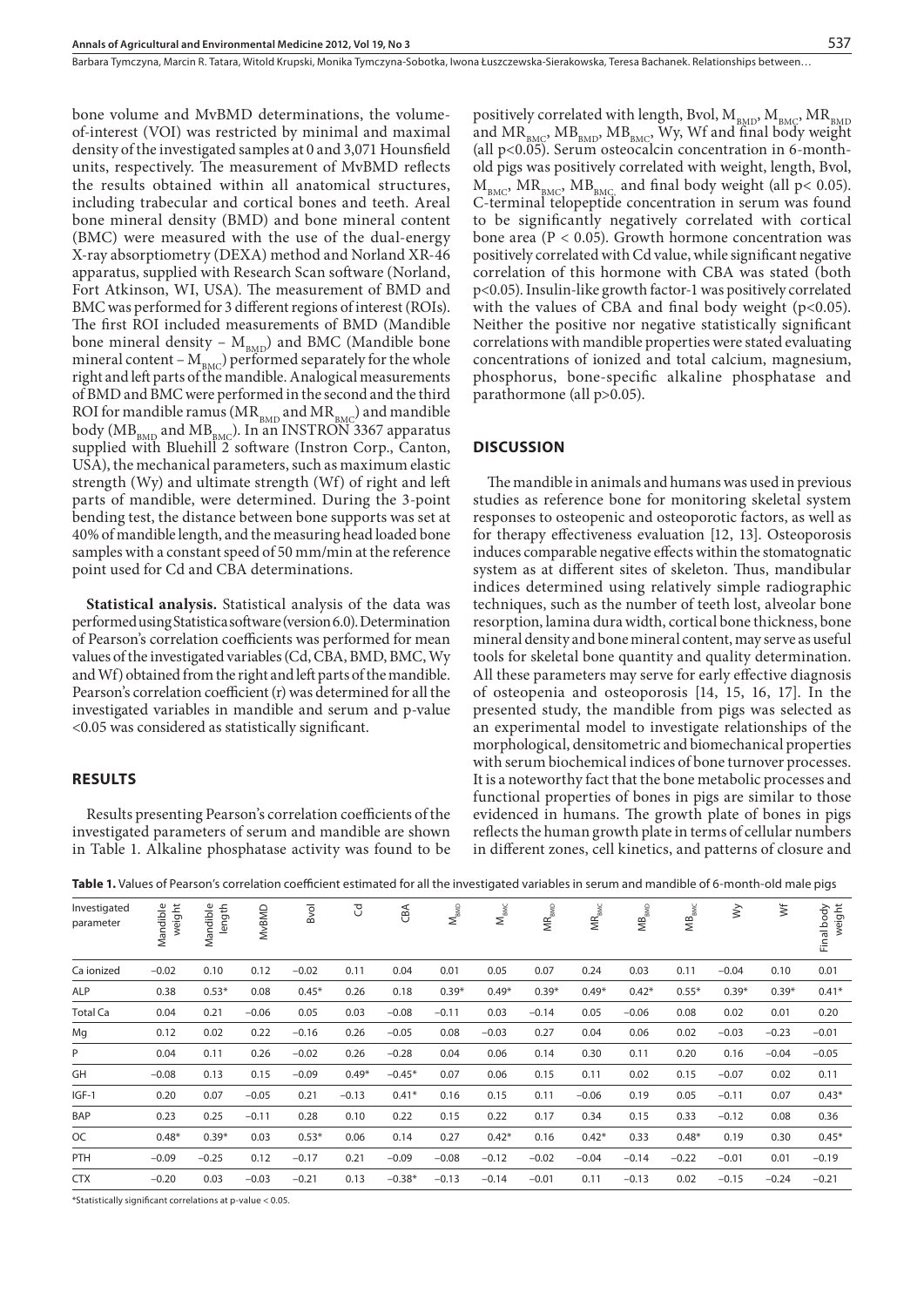bone volume and MvBMD determinations, the volume-of-interest (VOI) was restricted by minimal and maximal density of the investigated samples at 0 and 3,071 Hounsfield units, respectively. The measurement of MvBMD reflects the results obtained within all anatomical structures, including trabecular and cortical bones and teeth. Areal bone mineral density (BMD) and bone mineral content (BMC) were measured with the use of the dual-energy X-ray absorptiometry (DEXA) method and Norland XR-46 apparatus, supplied with Research Scan software (Norland, Fort Atkinson, WI, USA). The measurement of BMD and BMC was performed for 3 different regions of interest (ROIs). The first ROI included measurements of BMD (Mandible bone mineral density – $M_{BMD}$) and BMC (Mandible bone mineral content – $M_{BMC}$) performed separately for the whole right and left parts of the mandible. Analogical measurements of BMD and BMC were performed in the second and the third ROI for mandible ramus ($MR_{BMD}$ and $MR_{BMC}$) and mandible body ($MB_{BMD}$ and $MB_{BMC}$). In an INSTRON 3367 apparatus supplied with Bluehill 2 software (Instron Corp., Canton, USA), the mechanical parameters, such as maximum elastic strength (Wy) and ultimate strength (Wf) of right and left parts of mandible, were determined. During the 3-point bending test, the distance between bone supports was set at 40% of mandible length, and the measuring head loaded bone samples with a constant speed of 50 mm/min at the reference point used for Cd and CBA determinations.

**Statistical analysis.** Statistical analysis of the data was performed using Statistica software (version 6.0). Determination of Pearson's correlation coefficients was performed for mean values of the investigated variables (Cd, CBA, BMD, BMC, Wy and Wf) obtained from the right and left parts of the mandible. Pearson's correlation coefficient (r) was determined for all the investigated variables in mandible and serum and p-value <0.05 was considered as statistically significant.

## RESULTS

Results presenting Pearson's correlation coefficients of the investigated parameters of serum and mandible are shown in Table 1. Alkaline phosphatase activity was found to be positively correlated with length, Bvol, $M_{BMD}$, $M_{BMC}$, $MR_{BMD}$ and $MR_{BMC}$, $MB_{BMD}$, $MB_{BMC}$, Wy, Wf and final body weight (all p<0.05). Serum osteocalcin concentration in 6-month-old pigs was positively correlated with weight, length, Bvol, $M_{BMC}$, $MR_{BMC}$, $MB_{BMC}$ and final body weight (all p< 0.05). C-terminal telopeptide concentration in serum was found to be significantly negatively correlated with cortical bone area (P < 0.05). Growth hormone concentration was positively correlated with Cd value, while significant negative correlation of this hormone with CBA was stated (both p<0.05). Insulin-like growth factor-1 was positively correlated with the values of CBA and final body weight (p<0.05). Neither the positive nor negative statistically significant correlations with mandible properties were stated evaluating concentrations of ionized and total calcium, magnesium, phosphorus, bone-specific alkaline phosphatase and parathormone (all p>0.05).

## DISCUSSION

The mandible in animals and humans was used in previous studies as reference bone for monitoring skeletal system responses to osteopenic and osteoporotic factors, as well as for therapy effectiveness evaluation [12, 13]. Osteoporosis induces comparable negative effects within the stomatognatic system as at different sites of skeleton. Thus, mandibular indices determined using relatively simple radiographic techniques, such as the number of teeth lost, alveolar bone resorption, lamina dura width, cortical bone thickness, bone mineral density and bone mineral content, may serve as useful tools for skeletal bone quantity and quality determination. All these parameters may serve for early effective diagnosis of osteopenia and osteoporosis [14, 15, 16, 17]. In the presented study, the mandible from pigs was selected as an experimental model to investigate relationships of the morphological, densitometric and biomechanical properties with serum biochemical indices of bone turnover processes. It is a noteworthy fact that the bone metabolic processes and functional properties of bones in pigs are similar to those evidenced in humans. The growth plate of bones in pigs reflects the human growth plate in terms of cellular numbers in different zones, cell kinetics, and patterns of closure and

**Table 1.** Values of Pearson's correlation coefficient estimated for all the investigated variables in serum and mandible of 6-month-old male pigs

| Investigated parameter | Mandible weight | Mandible length | MvBMD | Bvol | Cd | CBA | $M_{BMD}$ | $M_{BMC}$ | $MR_{BMD}$ | $MR_{BMC}$ | $MB_{BMD}$ | $MB_{BMC}$ | Wy | Wf | Final body weight |
|---|---|---|---|---|---|---|---|---|---|---|---|---|---|---|---|
| Ca ionized | −0.02 | 0.10 | 0.12 | −0.02 | 0.11 | 0.04 | 0.01 | 0.05 | 0.07 | 0.24 | 0.03 | 0.11 | −0.04 | 0.10 | 0.01 |
| ALP | 0.38 | 0.53* | 0.08 | 0.45* | 0.26 | 0.18 | 0.39* | 0.49* | 0.39* | 0.49* | 0.42* | 0.55* | 0.39* | 0.39* | 0.41* |
| Total Ca | 0.04 | 0.21 | −0.06 | 0.05 | 0.03 | −0.08 | −0.11 | 0.03 | −0.14 | 0.05 | −0.06 | 0.08 | 0.02 | 0.01 | 0.20 |
| Mg | 0.12 | 0.02 | 0.22 | −0.16 | 0.26 | −0.05 | 0.08 | −0.03 | 0.27 | 0.04 | 0.06 | 0.02 | −0.03 | −0.23 | −0.01 |
| P | 0.04 | 0.11 | 0.26 | −0.02 | 0.26 | −0.28 | 0.04 | 0.06 | 0.14 | 0.30 | 0.11 | 0.20 | 0.16 | −0.04 | −0.05 |
| GH | −0.08 | 0.13 | 0.15 | −0.09 | 0.49* | −0.45* | 0.07 | 0.06 | 0.15 | 0.11 | 0.02 | 0.15 | −0.07 | 0.02 | 0.11 |
| IGF-1 | 0.20 | 0.07 | −0.05 | 0.21 | −0.13 | 0.41* | 0.16 | 0.15 | 0.11 | −0.06 | 0.19 | 0.05 | −0.11 | 0.07 | 0.43* |
| BAP | 0.23 | 0.25 | −0.11 | 0.28 | 0.10 | 0.22 | 0.15 | 0.22 | 0.17 | 0.34 | 0.15 | 0.33 | −0.12 | 0.08 | 0.36 |
| OC | 0.48* | 0.39* | 0.03 | 0.53* | 0.06 | 0.14 | 0.27 | 0.42* | 0.16 | 0.42* | 0.33 | 0.48* | 0.19 | 0.30 | 0.45* |
| PTH | −0.09 | −0.25 | 0.12 | −0.17 | 0.21 | −0.09 | −0.08 | −0.12 | −0.02 | −0.04 | −0.14 | −0.22 | −0.01 | 0.01 | −0.19 |
| CTX | −0.20 | 0.03 | −0.03 | −0.21 | 0.13 | −0.38* | −0.13 | −0.14 | −0.01 | 0.11 | −0.13 | 0.02 | −0.15 | −0.24 | −0.21 |

*Statistically significant correlations at p-value < 0.05.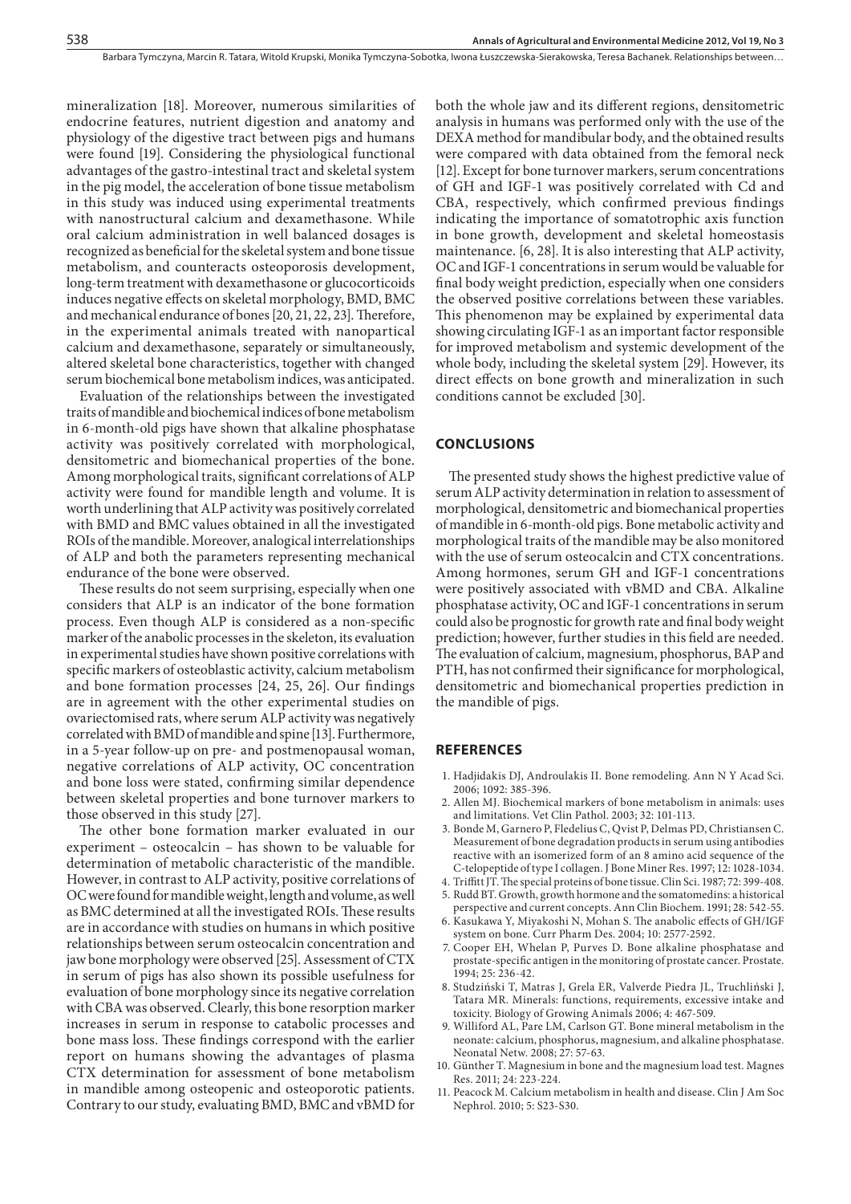mineralization [18]. Moreover, numerous similarities of endocrine features, nutrient digestion and anatomy and physiology of the digestive tract between pigs and humans were found [19]. Considering the physiological functional advantages of the gastro-intestinal tract and skeletal system in the pig model, the acceleration of bone tissue metabolism in this study was induced using experimental treatments with nanostructural calcium and dexamethasone. While oral calcium administration in well balanced dosages is recognized as beneficial for the skeletal system and bone tissue metabolism, and counteracts osteoporosis development, long-term treatment with dexamethasone or glucocorticoids induces negative effects on skeletal morphology, BMD, BMC and mechanical endurance of bones [20, 21, 22, 23]. Therefore, in the experimental animals treated with nanopartical calcium and dexamethasone, separately or simultaneously, altered skeletal bone characteristics, together with changed serum biochemical bone metabolism indices, was anticipated.

Evaluation of the relationships between the investigated traits of mandible and biochemical indices of bone metabolism in 6-month-old pigs have shown that alkaline phosphatase activity was positively correlated with morphological, densitometric and biomechanical properties of the bone. Among morphological traits, significant correlations of ALP activity were found for mandible length and volume. It is worth underlining that ALP activity was positively correlated with BMD and BMC values obtained in all the investigated ROIs of the mandible. Moreover, analogical interrelationships of ALP and both the parameters representing mechanical endurance of the bone were observed.

These results do not seem surprising, especially when one considers that ALP is an indicator of the bone formation process. Even though ALP is considered as a non-specific marker of the anabolic processes in the skeleton, its evaluation in experimental studies have shown positive correlations with specific markers of osteoblastic activity, calcium metabolism and bone formation processes [24, 25, 26]. Our findings are in agreement with the other experimental studies on ovariectomised rats, where serum ALP activity was negatively correlated with BMD of mandible and spine [13]. Furthermore, in a 5-year follow-up on pre- and postmenopausal woman, negative correlations of ALP activity, OC concentration and bone loss were stated, confirming similar dependence between skeletal properties and bone turnover markers to those observed in this study [27].

The other bone formation marker evaluated in our experiment – osteocalcin – has shown to be valuable for determination of metabolic characteristic of the mandible. However, in contrast to ALP activity, positive correlations of OC were found for mandible weight, length and volume, as well as BMC determined at all the investigated ROIs. These results are in accordance with studies on humans in which positive relationships between serum osteocalcin concentration and jaw bone morphology were observed [25]. Assessment of CTX in serum of pigs has also shown its possible usefulness for evaluation of bone morphology since its negative correlation with CBA was observed. Clearly, this bone resorption marker increases in serum in response to catabolic processes and bone mass loss. These findings correspond with the earlier report on humans showing the advantages of plasma CTX determination for assessment of bone metabolism in mandible among osteopenic and osteoporotic patients. Contrary to our study, evaluating BMD, BMC and vBMD for both the whole jaw and its different regions, densitometric analysis in humans was performed only with the use of the DEXA method for mandibular body, and the obtained results were compared with data obtained from the femoral neck [12]. Except for bone turnover markers, serum concentrations of GH and IGF-1 was positively correlated with Cd and CBA, respectively, which confirmed previous findings indicating the importance of somatotrophic axis function in bone growth, development and skeletal homeostasis maintenance. [6, 28]. It is also interesting that ALP activity, OC and IGF-1 concentrations in serum would be valuable for final body weight prediction, especially when one considers the observed positive correlations between these variables. This phenomenon may be explained by experimental data showing circulating IGF-1 as an important factor responsible for improved metabolism and systemic development of the whole body, including the skeletal system [29]. However, its direct effects on bone growth and mineralization in such conditions cannot be excluded [30].

## CONCLUSIONS

The presented study shows the highest predictive value of serum ALP activity determination in relation to assessment of morphological, densitometric and biomechanical properties of mandible in 6-month-old pigs. Bone metabolic activity and morphological traits of the mandible may be also monitored with the use of serum osteocalcin and CTX concentrations. Among hormones, serum GH and IGF-1 concentrations were positively associated with vBMD and CBA. Alkaline phosphatase activity, OC and IGF-1 concentrations in serum could also be prognostic for growth rate and final body weight prediction; however, further studies in this field are needed. The evaluation of calcium, magnesium, phosphorus, BAP and PTH, has not confirmed their significance for morphological, densitometric and biomechanical properties prediction in the mandible of pigs.

## REFERENCES

1. Hadjidakis DJ, Androulakis II. Bone remodeling. Ann N Y Acad Sci. 2006; 1092: 385-396.
2. Allen MJ. Biochemical markers of bone metabolism in animals: uses and limitations. Vet Clin Pathol. 2003; 32: 101-113.
3. Bonde M, Garnero P, Fledelius C, Qvist P, Delmas PD, Christiansen C. Measurement of bone degradation products in serum using antibodies reactive with an isomerized form of an 8 amino acid sequence of the C-telopeptide of type I collagen. J Bone Miner Res. 1997; 12: 1028-1034.
4. Triffitt JT. The special proteins of bone tissue. Clin Sci. 1987; 72: 399-408.
5. Rudd BT. Growth, growth hormone and the somatomedins: a historical perspective and current concepts. Ann Clin Biochem. 1991; 28: 542-55.
6. Kasukawa Y, Miyakoshi N, Mohan S. The anabolic effects of GH/IGF system on bone. Curr Pharm Des. 2004; 10: 2577-2592.
7. Cooper EH, Whelan P, Purves D. Bone alkaline phosphatase and prostate-specific antigen in the monitoring of prostate cancer. Prostate. 1994; 25: 236-42.
8. Studziński T, Matras J, Grela ER, Valverde Piedra JL, Truchliński J, Tatara MR. Minerals: functions, requirements, excessive intake and toxicity. Biology of Growing Animals 2006; 4: 467-509.
9. Williford AL, Pare LM, Carlson GT. Bone mineral metabolism in the neonate: calcium, phosphorus, magnesium, and alkaline phosphatase. Neonatal Netw. 2008; 27: 57-63.
10. Günther T. Magnesium in bone and the magnesium load test. Magnes Res. 2011; 24: 223-224.
11. Peacock M. Calcium metabolism in health and disease. Clin J Am Soc Nephrol. 2010; 5: S23-S30.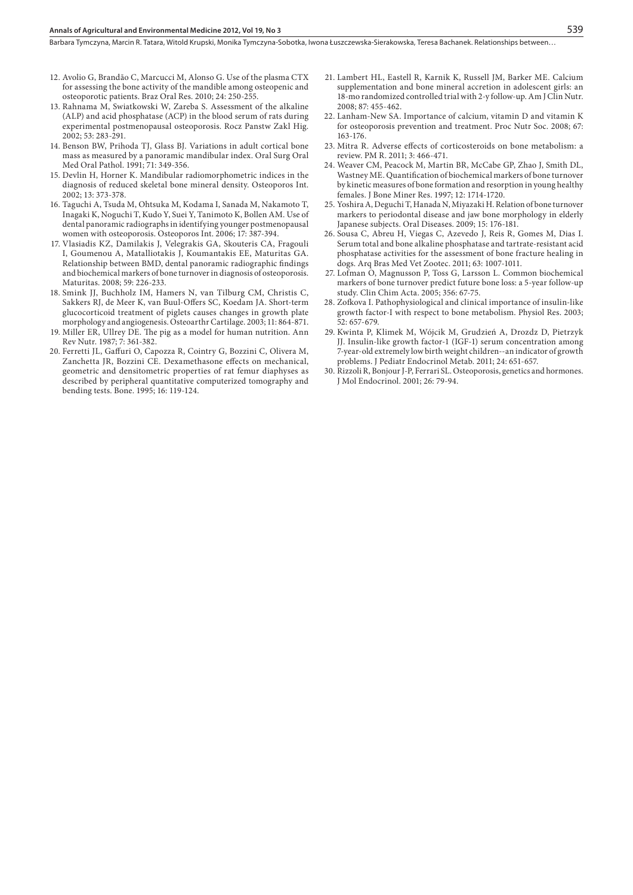12. Avolio G, Brandão C, Marcucci M, Alonso G. Use of the plasma CTX for assessing the bone activity of the mandible among osteopenic and osteoporotic patients. Braz Oral Res. 2010; 24: 250-255.
13. Rahnama M, Swiatkowski W, Zareba S. Assessment of the alkaline (ALP) and acid phosphatase (ACP) in the blood serum of rats during experimental postmenopausal osteoporosis. Rocz Panstw Zakl Hig. 2002; 53: 283-291.
14. Benson BW, Prihoda TJ, Glass BJ. Variations in adult cortical bone mass as measured by a panoramic mandibular index. Oral Surg Oral Med Oral Pathol. 1991; 71: 349-356.
15. Devlin H, Horner K. Mandibular radiomorphometric indices in the diagnosis of reduced skeletal bone mineral density. Osteoporos Int. 2002; 13: 373-378.
16. Taguchi A, Tsuda M, Ohtsuka M, Kodama I, Sanada M, Nakamoto T, Inagaki K, Noguchi T, Kudo Y, Suei Y, Tanimoto K, Bollen AM. Use of dental panoramic radiographs in identifying younger postmenopausal women with osteoporosis. Osteoporos Int. 2006; 17: 387-394.
17. Vlasiadis KZ, Damilakis J, Velegrakis GA, Skouteris CA, Fragouli I, Goumenou A, Matalliotakis J, Koumantakis EE, Maturitas GA. Relationship between BMD, dental panoramic radiographic findings and biochemical markers of bone turnover in diagnosis of osteoporosis. Maturitas. 2008; 59: 226-233.
18. Smink JJ, Buchholz IM, Hamers N, van Tilburg CM, Christis C, Sakkers RJ, de Meer K, van Buul-Offers SC, Koedam JA. Short-term glucocorticoid treatment of piglets causes changes in growth plate morphology and angiogenesis. Osteoarthr Cartilage. 2003; 11: 864-871.
19. Miller ER, Ullrey DE. The pig as a model for human nutrition. Ann Rev Nutr. 1987; 7: 361-382.
20. Ferretti JL, Gaffuri O, Capozza R, Cointry G, Bozzini C, Olivera M, Zanchetta JR, Bozzini CE. Dexamethasone effects on mechanical, geometric and densitometric properties of rat femur diaphyses as described by peripheral quantitative computerized tomography and bending tests. Bone. 1995; 16: 119-124.
21. Lambert HL, Eastell R, Karnik K, Russell JM, Barker ME. Calcium supplementation and bone mineral accretion in adolescent girls: an 18-mo randomized controlled trial with 2-y follow-up. Am J Clin Nutr. 2008; 87: 455-462.
22. Lanham-New SA. Importance of calcium, vitamin D and vitamin K for osteoporosis prevention and treatment. Proc Nutr Soc. 2008; 67: 163-176.
23. Mitra R. Adverse effects of corticosteroids on bone metabolism: a review. PM R. 2011; 3: 466-471.
24. Weaver CM, Peacock M, Martin BR, McCabe GP, Zhao J, Smith DL, Wastney ME. Quantification of biochemical markers of bone turnover by kinetic measures of bone formation and resorption in young healthy females. J Bone Miner Res. 1997; 12: 1714-1720.
25. Yoshira A, Deguchi T, Hanada N, Miyazaki H. Relation of bone turnover markers to periodontal disease and jaw bone morphology in elderly Japanese subjects. Oral Diseases. 2009; 15: 176-181.
26. Sousa C, Abreu H, Viegas C, Azevedo J, Reis R, Gomes M, Dias I. Serum total and bone alkaline phosphatase and tartrate-resistant acid phosphatase activities for the assessment of bone fracture healing in dogs. Arq Bras Med Vet Zootec. 2011; 63: 1007-1011.
27. Lofman O, Magnusson P, Toss G, Larsson L. Common biochemical markers of bone turnover predict future bone loss: a 5-year follow-up study. Clin Chim Acta. 2005; 356: 67-75.
28. Zofkova I. Pathophysiological and clinical importance of insulin-like growth factor-I with respect to bone metabolism. Physiol Res. 2003; 52: 657-679.
29. Kwinta P, Klimek M, Wójcik M, Grudzień A, Drozdz D, Pietrzyk JJ. Insulin-like growth factor-1 (IGF-1) serum concentration among 7-year-old extremely low birth weight children--an indicator of growth problems. J Pediatr Endocrinol Metab. 2011; 24: 651-657.
30. Rizzoli R, Bonjour J-P, Ferrari SL. Osteoporosis, genetics and hormones. J Mol Endocrinol. 2001; 26: 79-94.